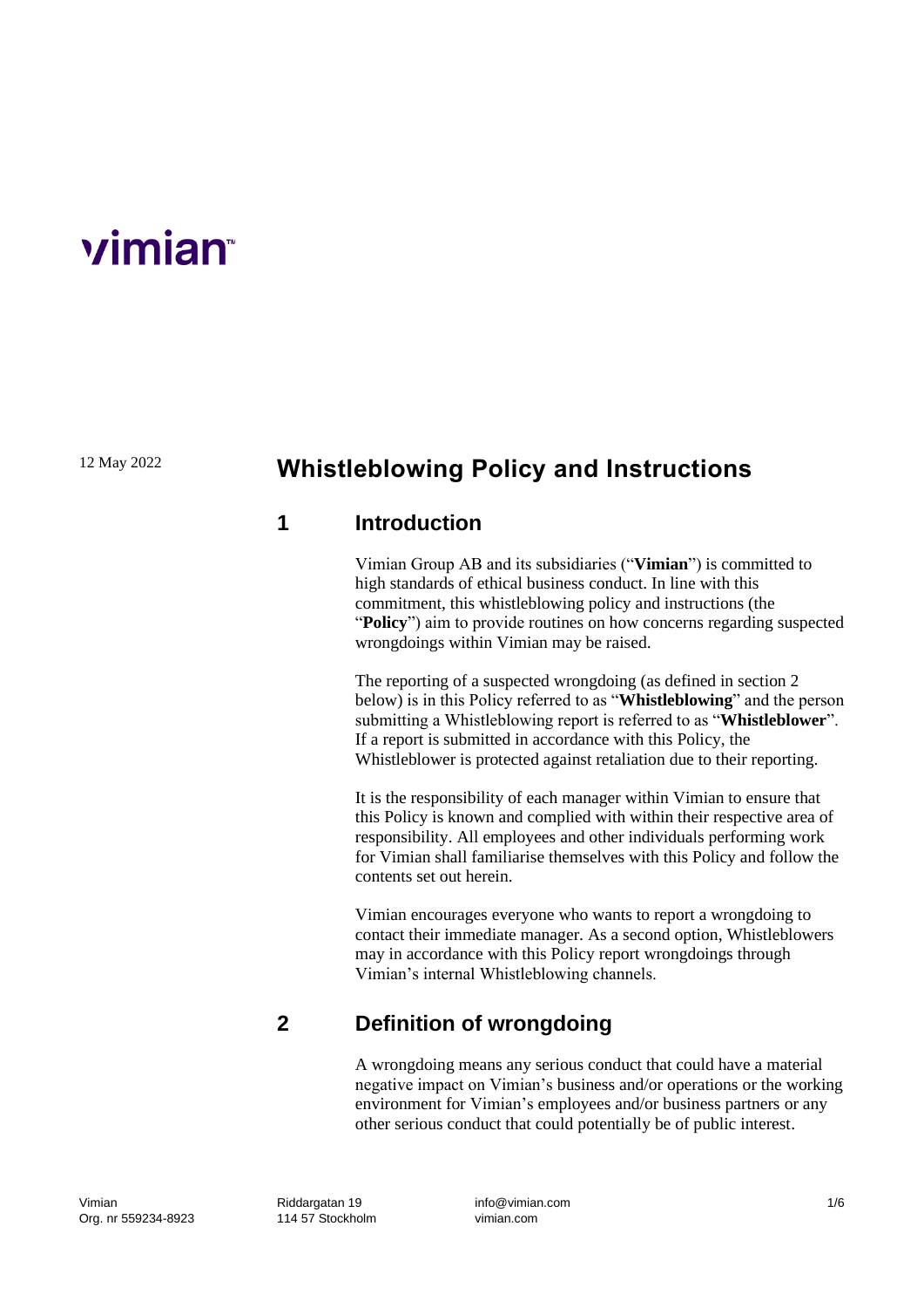vimian™

12 May 2022

# Whistleblowing Policy and Instructions

## 1 Introduction

Vimian Group AB and its subsidiaries ("**Vimian**") is committed to high standards of ethical business conduct. In line with this commitment, this whistleblowing policy and instructions (the "**Policy**") aim to provide routines on how concerns regarding suspected wrongdoings within Vimian may be raised.

The reporting of a suspected wrongdoing (as defined in section 2 below) is in this Policy referred to as "**Whistleblowing**" and the person submitting a Whistleblowing report is referred to as "**Whistleblower**". If a report is submitted in accordance with this Policy, the Whistleblower is protected against retaliation due to their reporting.

It is the responsibility of each manager within Vimian to ensure that this Policy is known and complied with within their respective area of responsibility. All employees and other individuals performing work for Vimian shall familiarise themselves with this Policy and follow the contents set out herein.

Vimian encourages everyone who wants to report a wrongdoing to contact their immediate manager. As a second option, Whistleblowers may in accordance with this Policy report wrongdoings through Vimian's internal Whistleblowing channels.

## 2 Definition of wrongdoing

A wrongdoing means any serious conduct that could have a material negative impact on Vimian's business and/or operations or the working environment for Vimian's employees and/or business partners or any other serious conduct that could potentially be of public interest.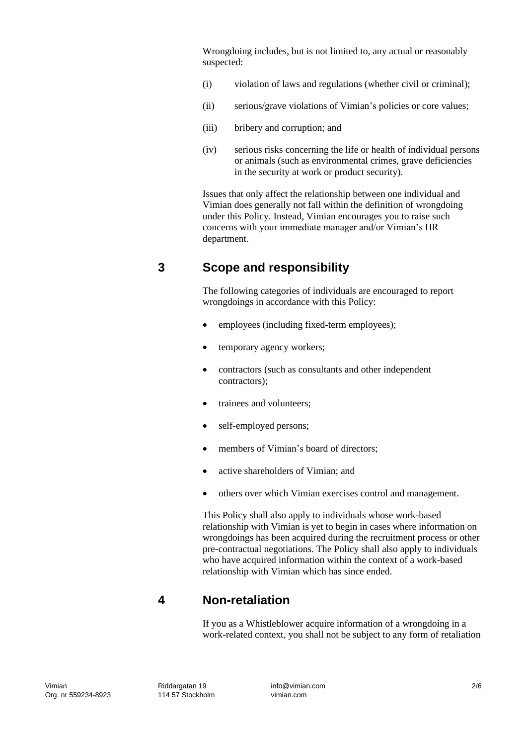Wrongdoing includes, but is not limited to, any actual or reasonably suspected:

(i) violation of laws and regulations (whether civil or criminal);

(ii) serious/grave violations of Vimian's policies or core values;

(iii) bribery and corruption; and

(iv) serious risks concerning the life or health of individual persons or animals (such as environmental crimes, grave deficiencies in the security at work or product security).

Issues that only affect the relationship between one individual and Vimian does generally not fall within the definition of wrongdoing under this Policy. Instead, Vimian encourages you to raise such concerns with your immediate manager and/or Vimian's HR department.

## 3 Scope and responsibility

The following categories of individuals are encouraged to report wrongdoings in accordance with this Policy:

- employees (including fixed-term employees);
- temporary agency workers;
- contractors (such as consultants and other independent contractors);
- trainees and volunteers;
- self-employed persons;
- members of Vimian's board of directors;
- active shareholders of Vimian; and
- others over which Vimian exercises control and management.

This Policy shall also apply to individuals whose work-based relationship with Vimian is yet to begin in cases where information on wrongdoings has been acquired during the recruitment process or other pre-contractual negotiations. The Policy shall also apply to individuals who have acquired information within the context of a work-based relationship with Vimian which has since ended.

## 4 Non-retaliation

If you as a Whistleblower acquire information of a wrongdoing in a work-related context, you shall not be subject to any form of retaliation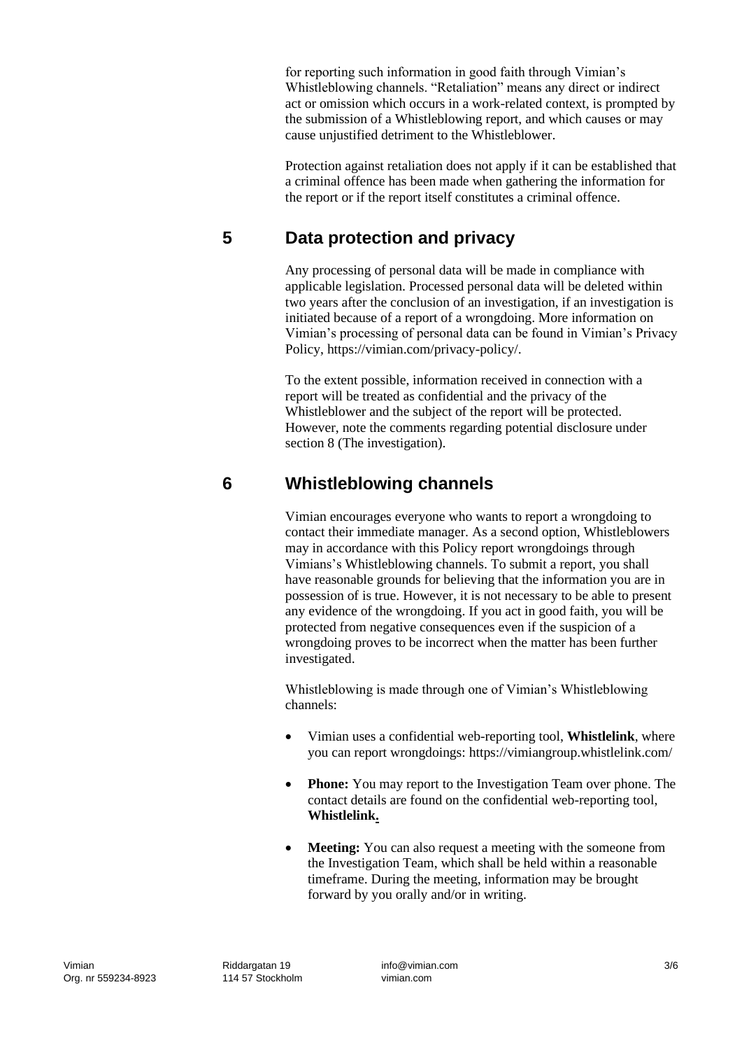for reporting such information in good faith through Vimian's Whistleblowing channels. "Retaliation" means any direct or indirect act or omission which occurs in a work-related context, is prompted by the submission of a Whistleblowing report, and which causes or may cause unjustified detriment to the Whistleblower.

Protection against retaliation does not apply if it can be established that a criminal offence has been made when gathering the information for the report or if the report itself constitutes a criminal offence.

## 5 Data protection and privacy

Any processing of personal data will be made in compliance with applicable legislation. Processed personal data will be deleted within two years after the conclusion of an investigation, if an investigation is initiated because of a report of a wrongdoing. More information on Vimian's processing of personal data can be found in Vimian's Privacy Policy, https://vimian.com/privacy-policy/.

To the extent possible, information received in connection with a report will be treated as confidential and the privacy of the Whistleblower and the subject of the report will be protected. However, note the comments regarding potential disclosure under section 8 (The investigation).

## 6 Whistleblowing channels

Vimian encourages everyone who wants to report a wrongdoing to contact their immediate manager. As a second option, Whistleblowers may in accordance with this Policy report wrongdoings through Vimians's Whistleblowing channels. To submit a report, you shall have reasonable grounds for believing that the information you are in possession of is true. However, it is not necessary to be able to present any evidence of the wrongdoing. If you act in good faith, you will be protected from negative consequences even if the suspicion of a wrongdoing proves to be incorrect when the matter has been further investigated.

Whistleblowing is made through one of Vimian's Whistleblowing channels:

- Vimian uses a confidential web-reporting tool, **Whistlelink**, where you can report wrongdoings: https://vimiangroup.whistlelink.com/
- **Phone:** You may report to the Investigation Team over phone. The contact details are found on the confidential web-reporting tool, **Whistlelink.**
- **Meeting:** You can also request a meeting with the someone from the Investigation Team, which shall be held within a reasonable timeframe. During the meeting, information may be brought forward by you orally and/or in writing.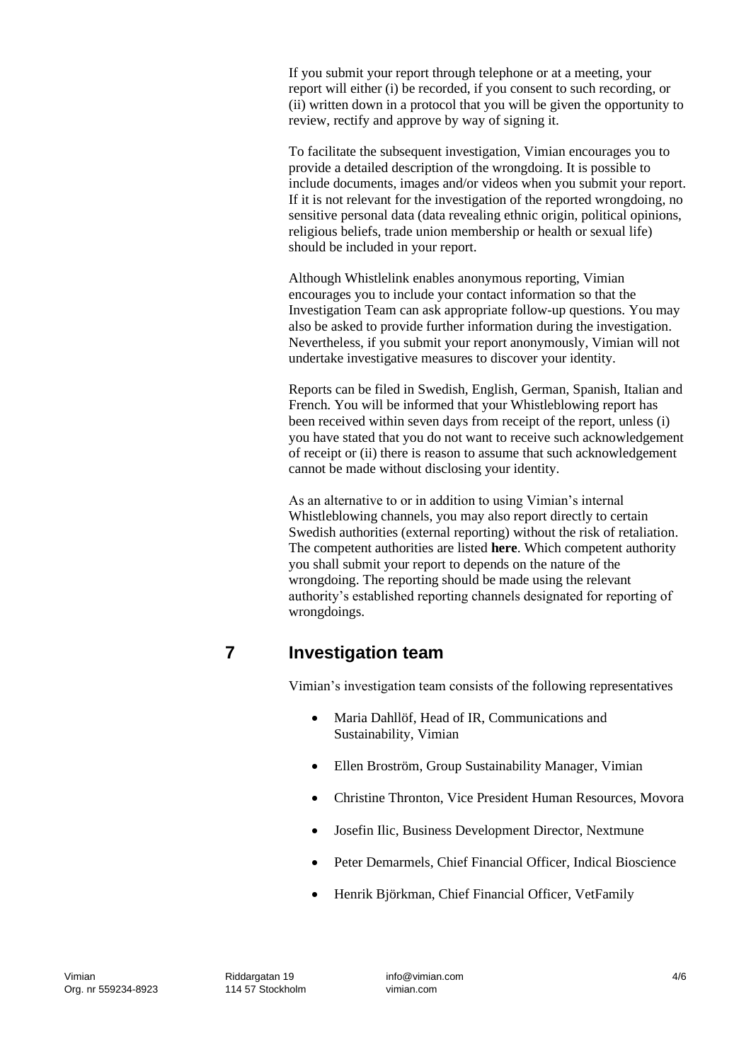If you submit your report through telephone or at a meeting, your report will either (i) be recorded, if you consent to such recording, or (ii) written down in a protocol that you will be given the opportunity to review, rectify and approve by way of signing it.

To facilitate the subsequent investigation, Vimian encourages you to provide a detailed description of the wrongdoing. It is possible to include documents, images and/or videos when you submit your report. If it is not relevant for the investigation of the reported wrongdoing, no sensitive personal data (data revealing ethnic origin, political opinions, religious beliefs, trade union membership or health or sexual life) should be included in your report.

Although Whistlelink enables anonymous reporting, Vimian encourages you to include your contact information so that the Investigation Team can ask appropriate follow-up questions. You may also be asked to provide further information during the investigation. Nevertheless, if you submit your report anonymously, Vimian will not undertake investigative measures to discover your identity.

Reports can be filed in Swedish, English, German, Spanish, Italian and French. You will be informed that your Whistleblowing report has been received within seven days from receipt of the report, unless (i) you have stated that you do not want to receive such acknowledgement of receipt or (ii) there is reason to assume that such acknowledgement cannot be made without disclosing your identity.

As an alternative to or in addition to using Vimian's internal Whistleblowing channels, you may also report directly to certain Swedish authorities (external reporting) without the risk of retaliation. The competent authorities are listed **here**. Which competent authority you shall submit your report to depends on the nature of the wrongdoing. The reporting should be made using the relevant authority's established reporting channels designated for reporting of wrongdoings.

## 7 Investigation team

Vimian's investigation team consists of the following representatives

- Maria Dahllöf, Head of IR, Communications and Sustainability, Vimian
- Ellen Broström, Group Sustainability Manager, Vimian
- Christine Thronton, Vice President Human Resources, Movora
- Josefin Ilic, Business Development Director, Nextmune
- Peter Demarmels, Chief Financial Officer, Indical Bioscience
- Henrik Björkman, Chief Financial Officer, VetFamily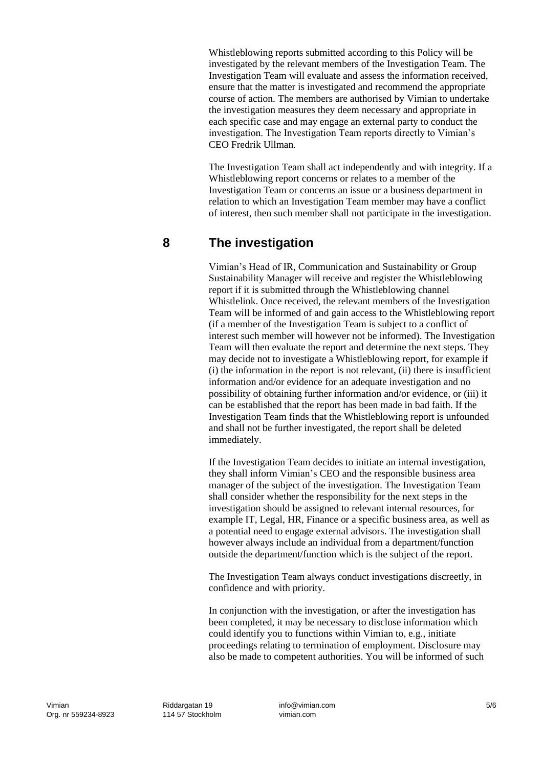Whistleblowing reports submitted according to this Policy will be investigated by the relevant members of the Investigation Team. The Investigation Team will evaluate and assess the information received, ensure that the matter is investigated and recommend the appropriate course of action. The members are authorised by Vimian to undertake the investigation measures they deem necessary and appropriate in each specific case and may engage an external party to conduct the investigation. The Investigation Team reports directly to Vimian's CEO Fredrik Ullman.

The Investigation Team shall act independently and with integrity. If a Whistleblowing report concerns or relates to a member of the Investigation Team or concerns an issue or a business department in relation to which an Investigation Team member may have a conflict of interest, then such member shall not participate in the investigation.

## 8 The investigation

Vimian's Head of IR, Communication and Sustainability or Group Sustainability Manager will receive and register the Whistleblowing report if it is submitted through the Whistleblowing channel Whistlelink. Once received, the relevant members of the Investigation Team will be informed of and gain access to the Whistleblowing report (if a member of the Investigation Team is subject to a conflict of interest such member will however not be informed). The Investigation Team will then evaluate the report and determine the next steps. They may decide not to investigate a Whistleblowing report, for example if (i) the information in the report is not relevant, (ii) there is insufficient information and/or evidence for an adequate investigation and no possibility of obtaining further information and/or evidence, or (iii) it can be established that the report has been made in bad faith. If the Investigation Team finds that the Whistleblowing report is unfounded and shall not be further investigated, the report shall be deleted immediately.

If the Investigation Team decides to initiate an internal investigation, they shall inform Vimian's CEO and the responsible business area manager of the subject of the investigation. The Investigation Team shall consider whether the responsibility for the next steps in the investigation should be assigned to relevant internal resources, for example IT, Legal, HR, Finance or a specific business area, as well as a potential need to engage external advisors. The investigation shall however always include an individual from a department/function outside the department/function which is the subject of the report.

The Investigation Team always conduct investigations discreetly, in confidence and with priority.

In conjunction with the investigation, or after the investigation has been completed, it may be necessary to disclose information which could identify you to functions within Vimian to, e.g., initiate proceedings relating to termination of employment. Disclosure may also be made to competent authorities. You will be informed of such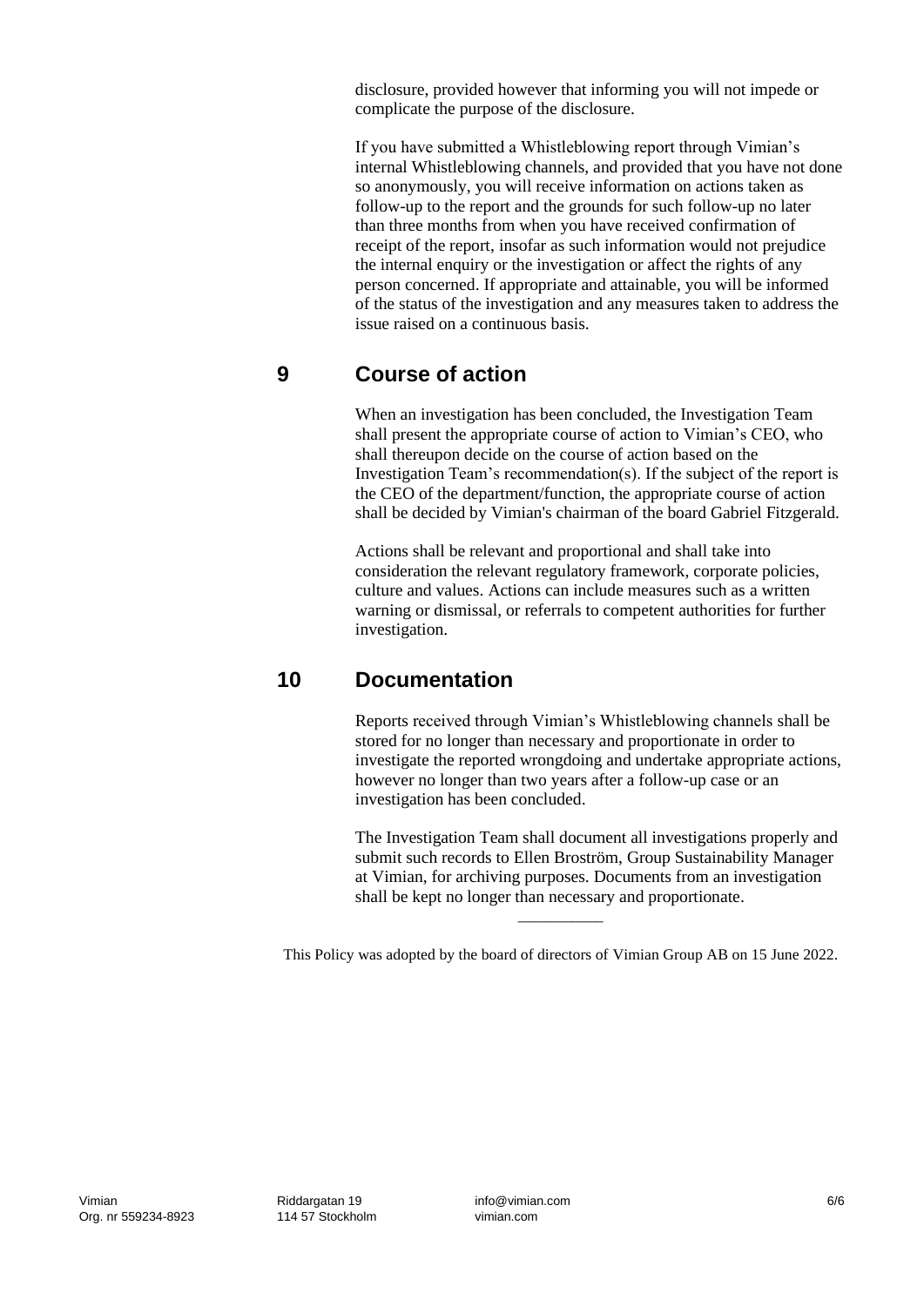disclosure, provided however that informing you will not impede or complicate the purpose of the disclosure.

If you have submitted a Whistleblowing report through Vimian's internal Whistleblowing channels, and provided that you have not done so anonymously, you will receive information on actions taken as follow-up to the report and the grounds for such follow-up no later than three months from when you have received confirmation of receipt of the report, insofar as such information would not prejudice the internal enquiry or the investigation or affect the rights of any person concerned. If appropriate and attainable, you will be informed of the status of the investigation and any measures taken to address the issue raised on a continuous basis.

## 9 Course of action

When an investigation has been concluded, the Investigation Team shall present the appropriate course of action to Vimian's CEO, who shall thereupon decide on the course of action based on the Investigation Team's recommendation(s). If the subject of the report is the CEO of the department/function, the appropriate course of action shall be decided by Vimian's chairman of the board Gabriel Fitzgerald.

Actions shall be relevant and proportional and shall take into consideration the relevant regulatory framework, corporate policies, culture and values. Actions can include measures such as a written warning or dismissal, or referrals to competent authorities for further investigation.

## 10 Documentation

Reports received through Vimian's Whistleblowing channels shall be stored for no longer than necessary and proportionate in order to investigate the reported wrongdoing and undertake appropriate actions, however no longer than two years after a follow-up case or an investigation has been concluded.

The Investigation Team shall document all investigations properly and submit such records to Ellen Broström, Group Sustainability Manager at Vimian, for archiving purposes. Documents from an investigation shall be kept no longer than necessary and proportionate.

__________

This Policy was adopted by the board of directors of Vimian Group AB on 15 June 2022.